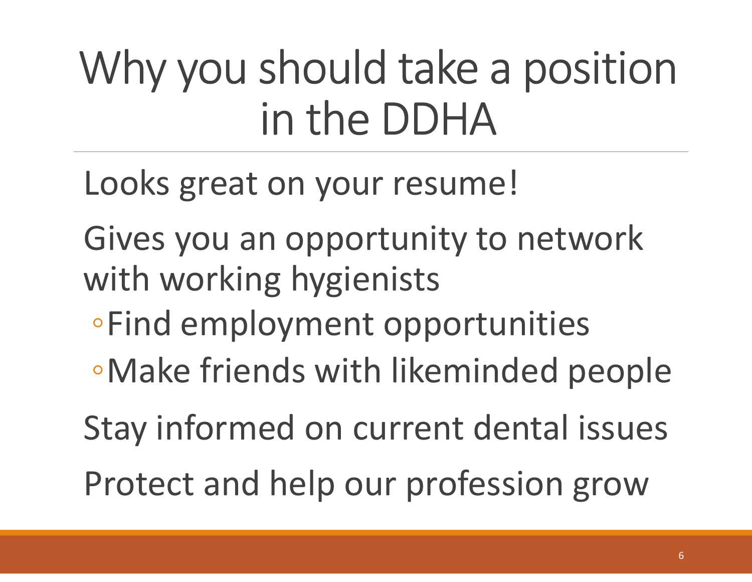# Why you should take a position in the DDHA

- Looks great on your resume!
- Gives you an opportunity to network with working hygienists
  - Find employment opportunities
  - Make friends with likeminded people
- Stay informed on current dental issues
- Protect and help our profession grow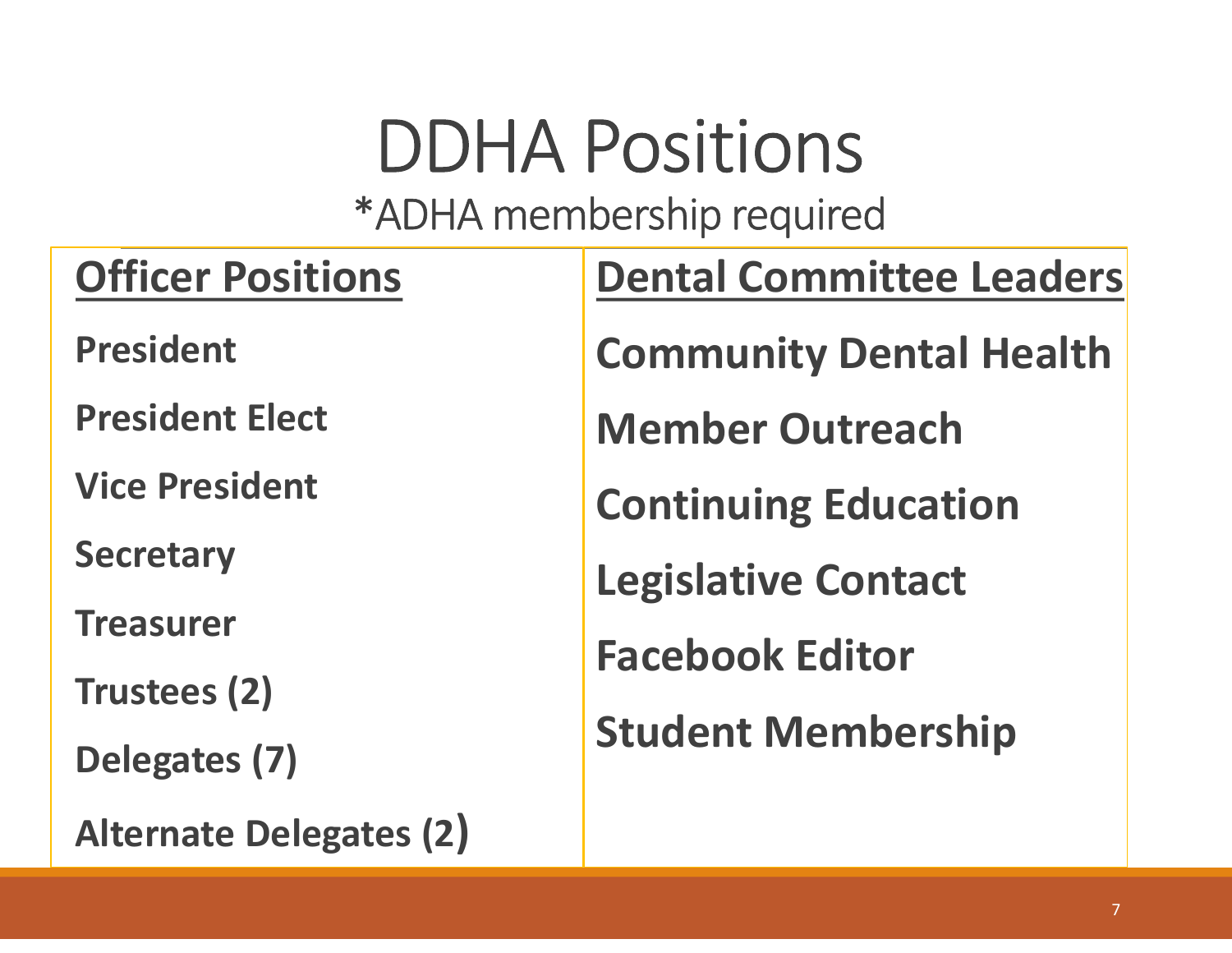# DDHA Positions

*ADHA membership required

**Officer Positions**

- President
- President Elect
- Vice President
- Secretary
- Treasurer
- Trustees (2)
- Delegates (7)
- Alternate Delegates (2)

**Dental Committee Leaders**

- Community Dental Health
- Member Outreach
- Continuing Education
- Legislative Contact
- Facebook Editor
- Student Membership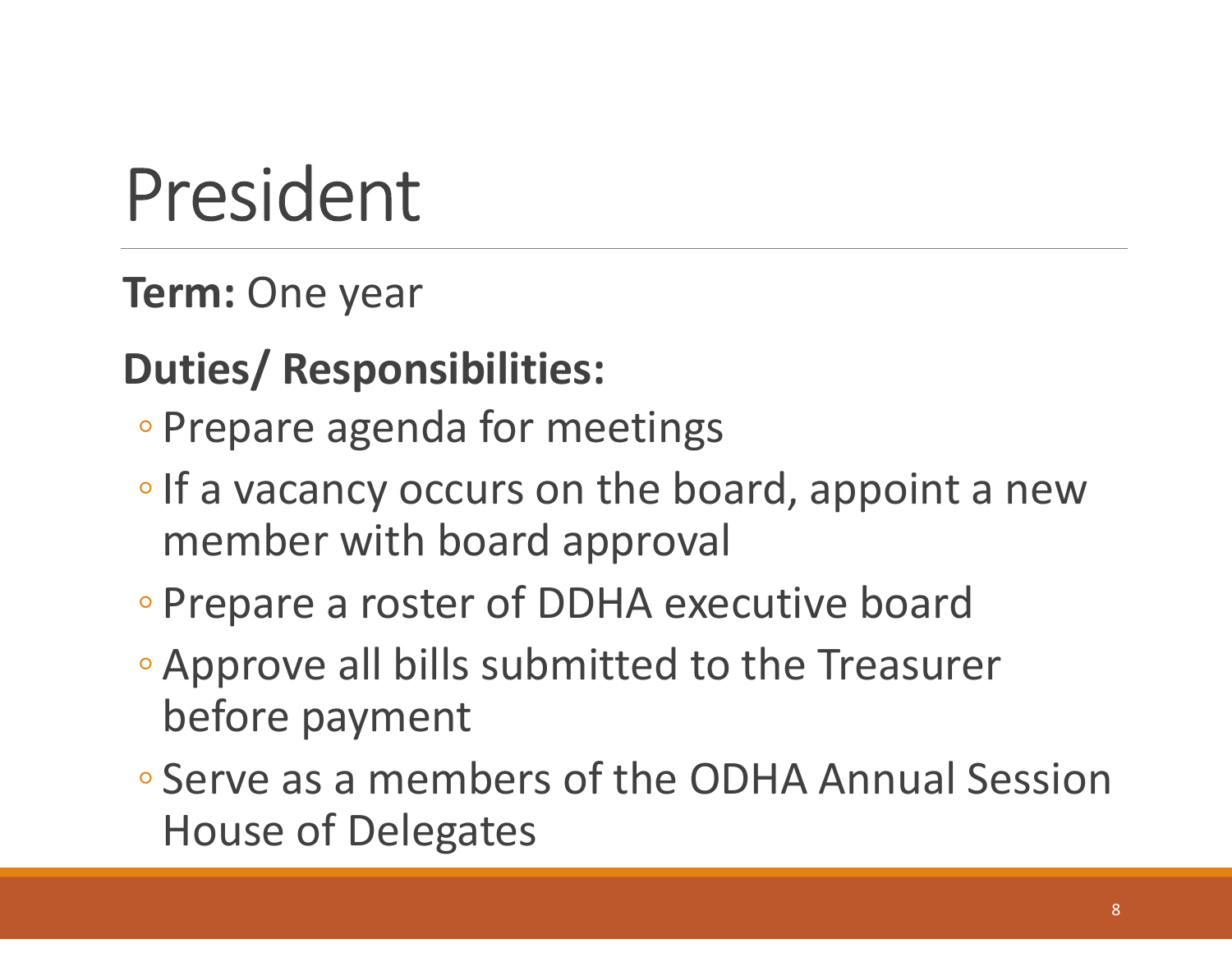# President

**Term:** One year

**Duties/ Responsibilities:**

- Prepare agenda for meetings
- If a vacancy occurs on the board, appoint a new member with board approval
- Prepare a roster of DDHA executive board
- Approve all bills submitted to the Treasurer before payment
- Serve as a members of the ODHA Annual Session House of Delegates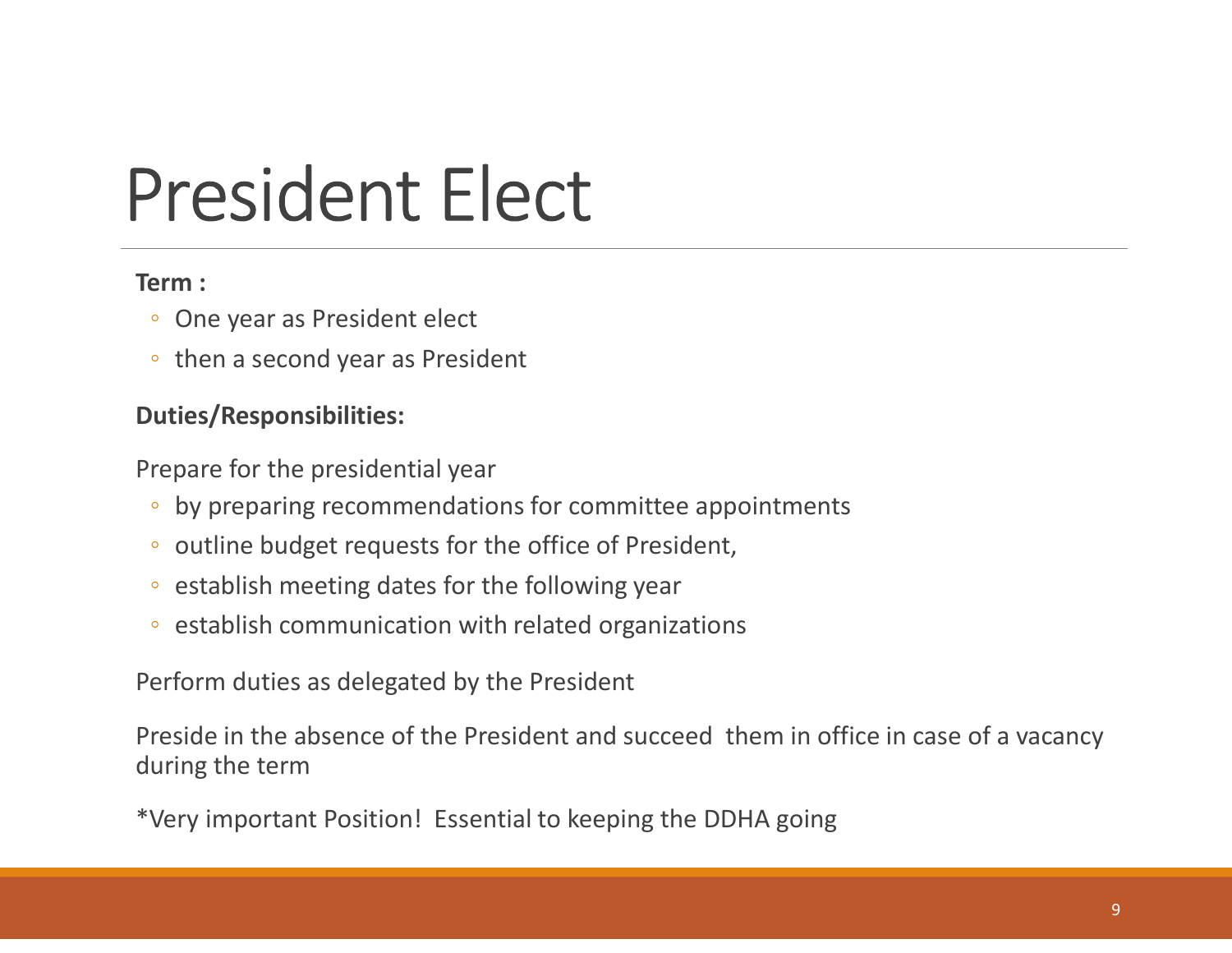# President Elect

**Term :**

- One year as President elect
- then a second year as President

**Duties/Responsibilities:**

Prepare for the presidential year

- by preparing recommendations for committee appointments
- outline budget requests for the office of President,
- establish meeting dates for the following year
- establish communication with related organizations

Perform duties as delegated by the President

Preside in the absence of the President and succeed them in office in case of a vacancy during the term

*Very important Position! Essential to keeping the DDHA going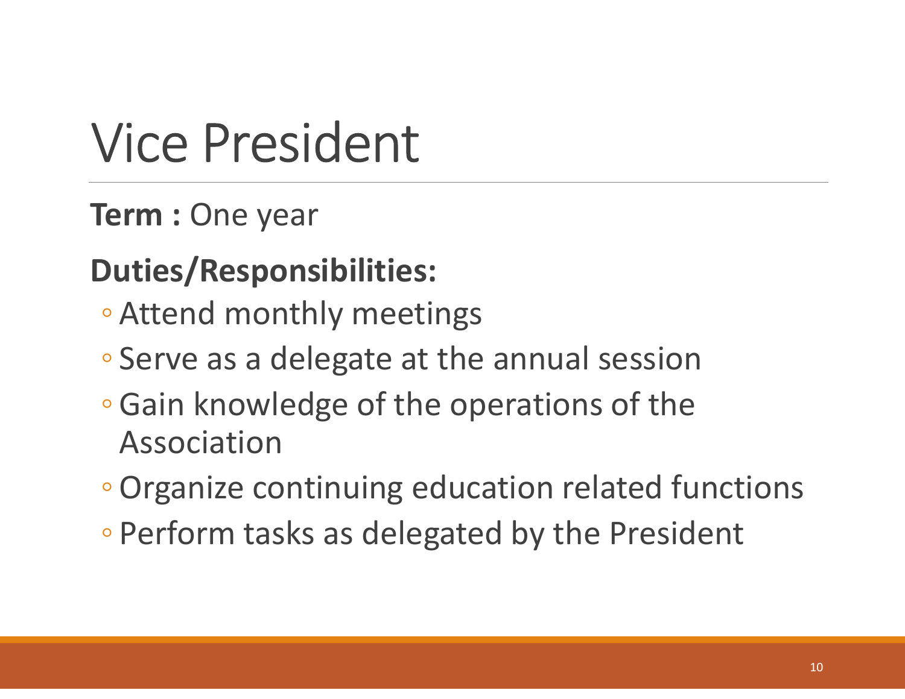# Vice President

**Term :** One year

**Duties/Responsibilities:**

- Attend monthly meetings
- Serve as a delegate at the annual session
- Gain knowledge of the operations of the Association
- Organize continuing education related functions
- Perform tasks as delegated by the President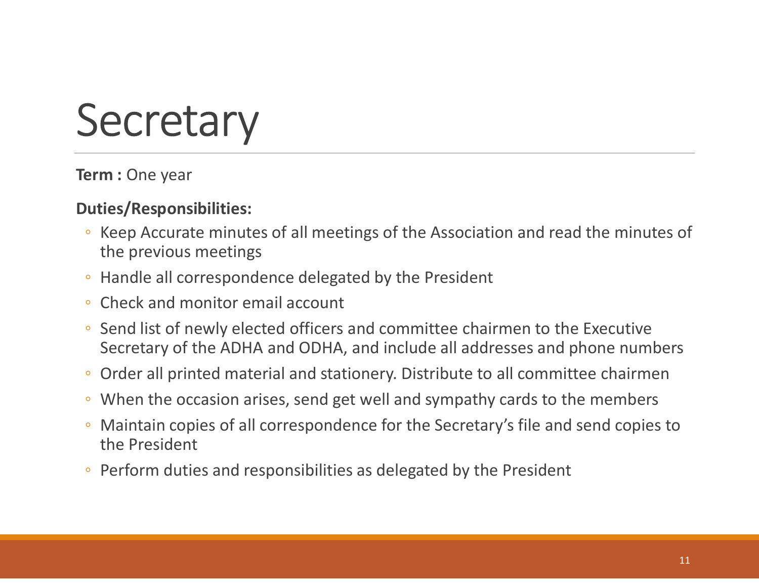# Secretary

**Term :** One year

**Duties/Responsibilities:**

- Keep Accurate minutes of all meetings of the Association and read the minutes of the previous meetings
- Handle all correspondence delegated by the President
- Check and monitor email account
- Send list of newly elected officers and committee chairmen to the Executive Secretary of the ADHA and ODHA, and include all addresses and phone numbers
- Order all printed material and stationery. Distribute to all committee chairmen
- When the occasion arises, send get well and sympathy cards to the members
- Maintain copies of all correspondence for the Secretary's file and send copies to the President
- Perform duties and responsibilities as delegated by the President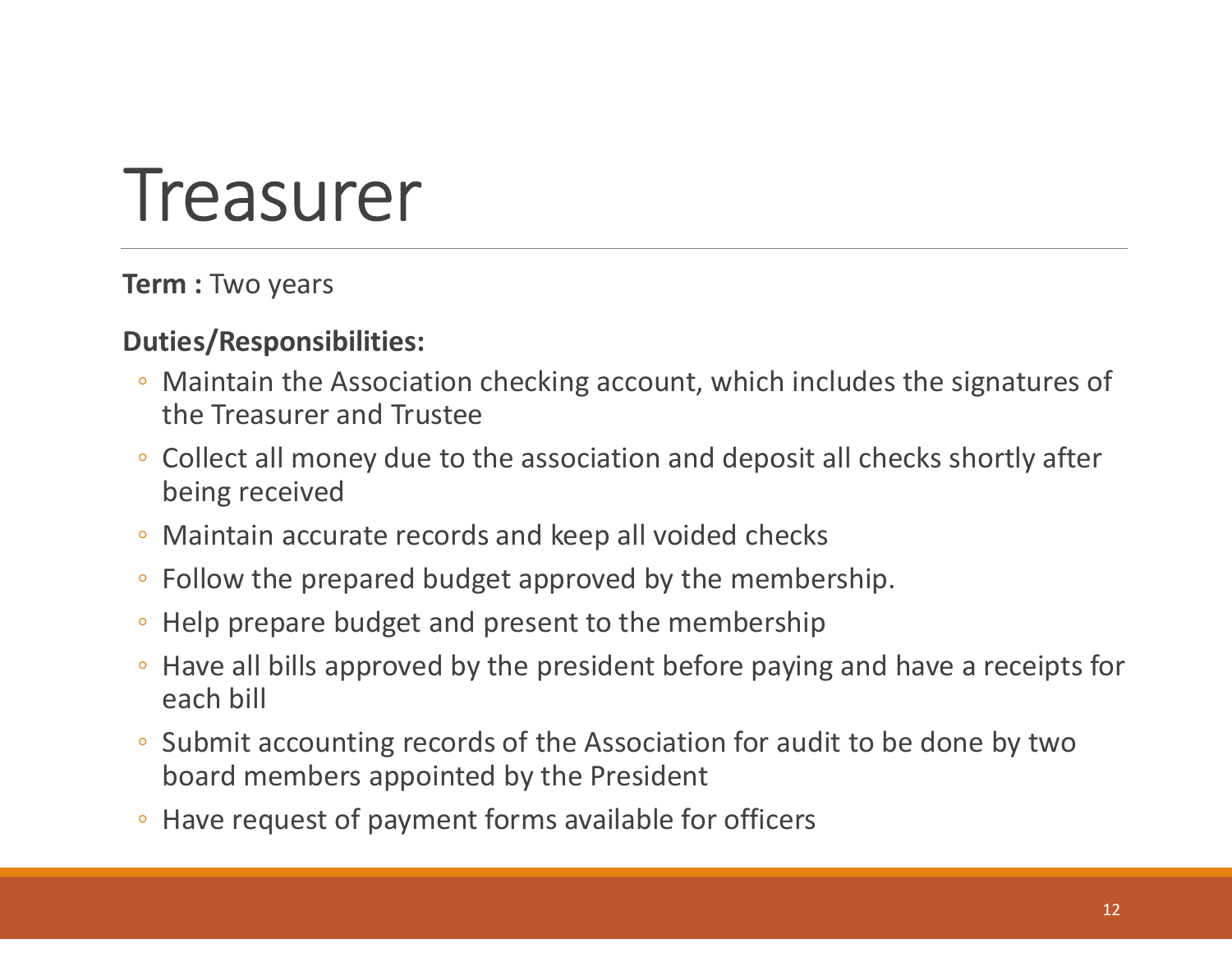# Treasurer

**Term :** Two years

**Duties/Responsibilities:**

- Maintain the Association checking account, which includes the signatures of the Treasurer and Trustee
- Collect all money due to the association and deposit all checks shortly after being received
- Maintain accurate records and keep all voided checks
- Follow the prepared budget approved by the membership.
- Help prepare budget and present to the membership
- Have all bills approved by the president before paying and have a receipts for each bill
- Submit accounting records of the Association for audit to be done by two board members appointed by the President
- Have request of payment forms available for officers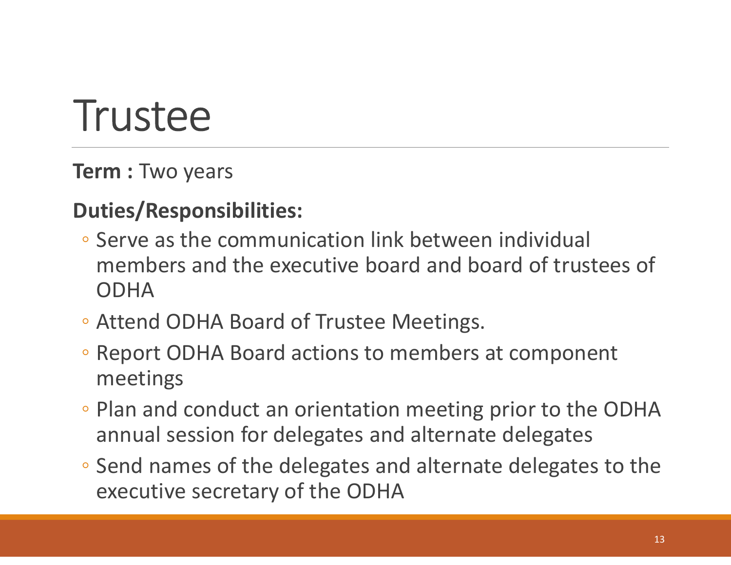# Trustee

**Term :** Two years

**Duties/Responsibilities:**

- Serve as the communication link between individual members and the executive board and board of trustees of ODHA
- Attend ODHA Board of Trustee Meetings.
- Report ODHA Board actions to members at component meetings
- Plan and conduct an orientation meeting prior to the ODHA annual session for delegates and alternate delegates
- Send names of the delegates and alternate delegates to the executive secretary of the ODHA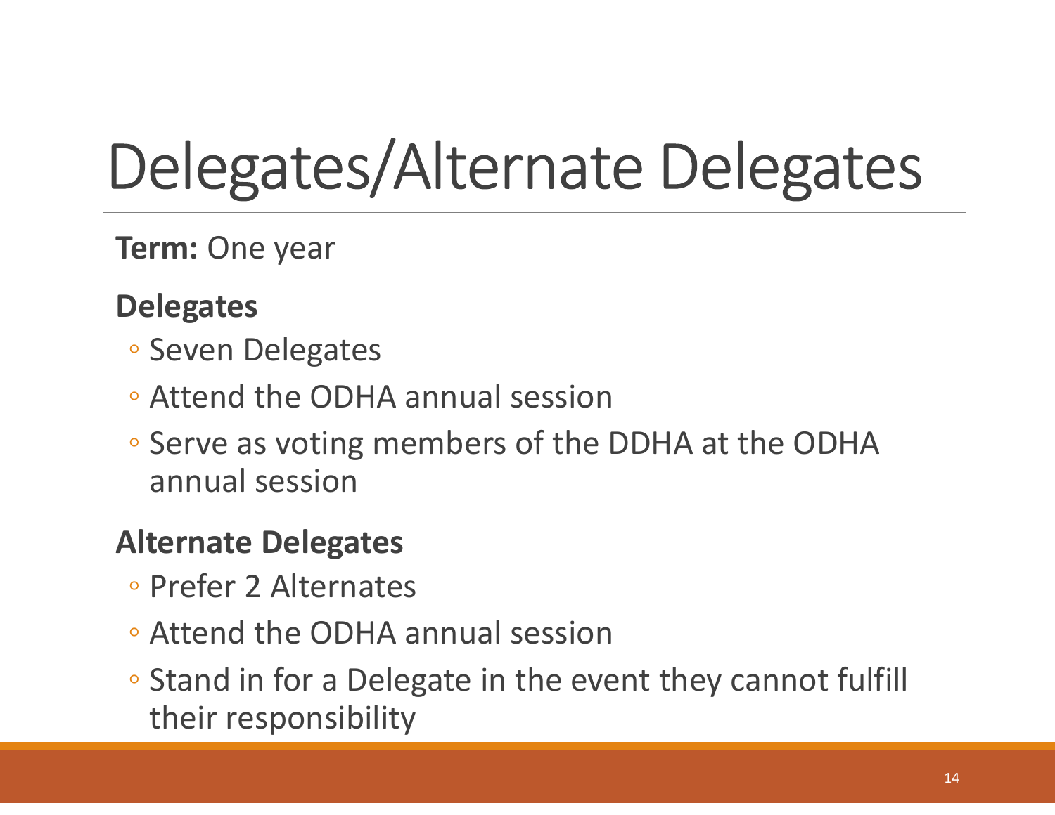# Delegates/Alternate Delegates

**Term:** One year

**Delegates**

- Seven Delegates
- Attend the ODHA annual session
- Serve as voting members of the DDHA at the ODHA annual session

**Alternate Delegates**

- Prefer 2 Alternates
- Attend the ODHA annual session
- Stand in for a Delegate in the event they cannot fulfill their responsibility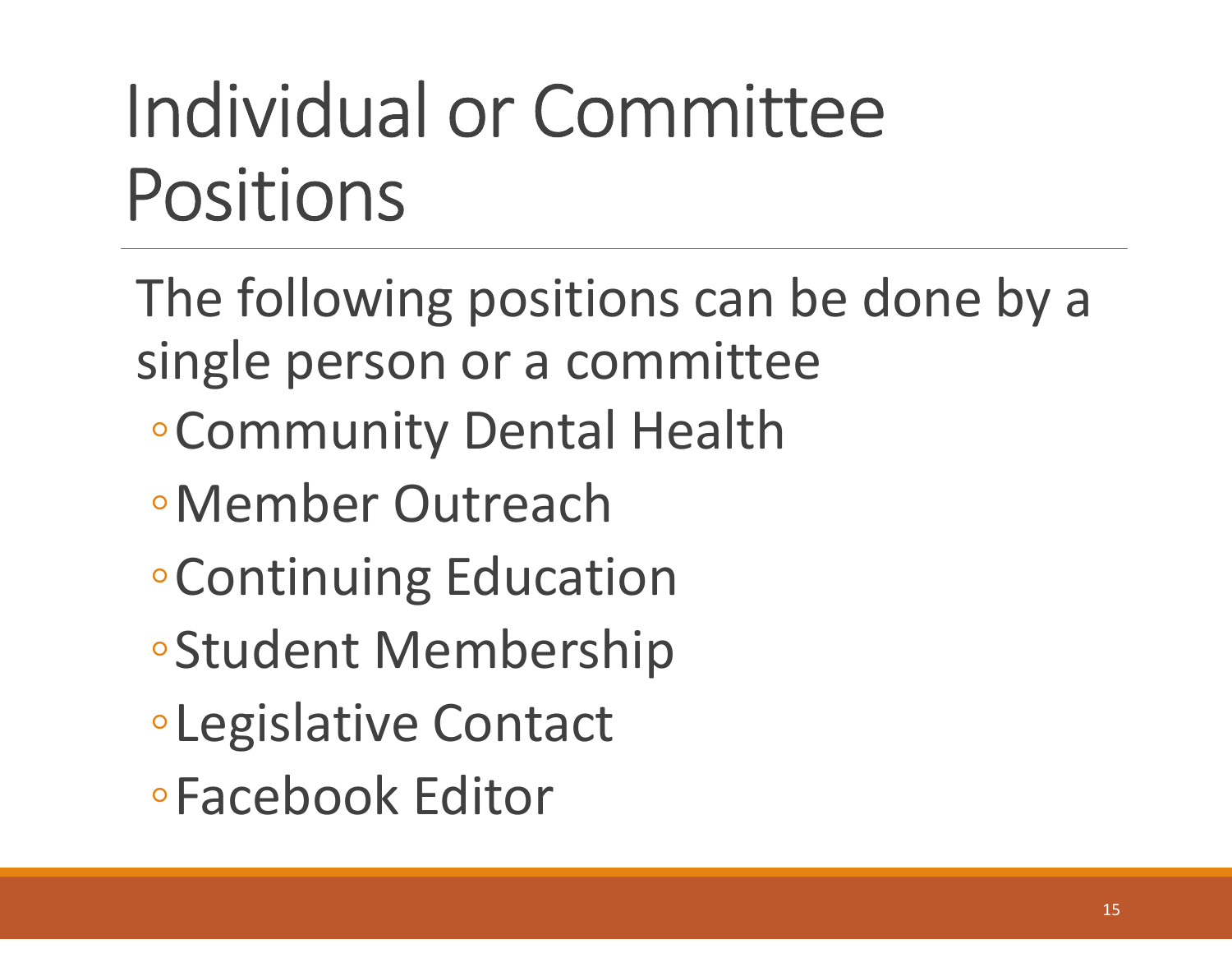# Individual or Committee Positions

The following positions can be done by a single person or a committee

- Community Dental Health
- Member Outreach
- Continuing Education
- Student Membership
- Legislative Contact
- Facebook Editor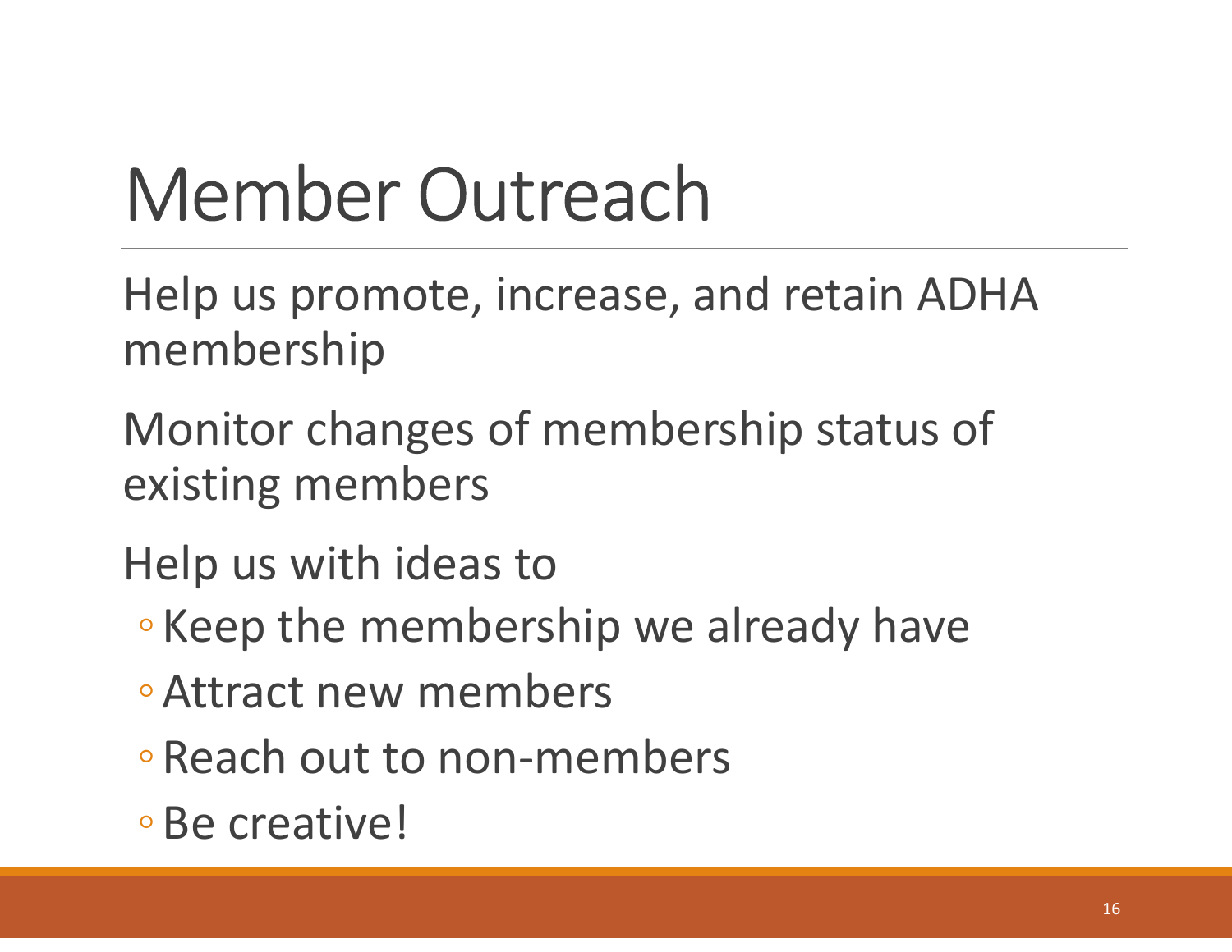# Member Outreach

Help us promote, increase, and retain ADHA membership

Monitor changes of membership status of existing members

Help us with ideas to

- Keep the membership we already have
- Attract new members
- Reach out to non-members
- Be creative!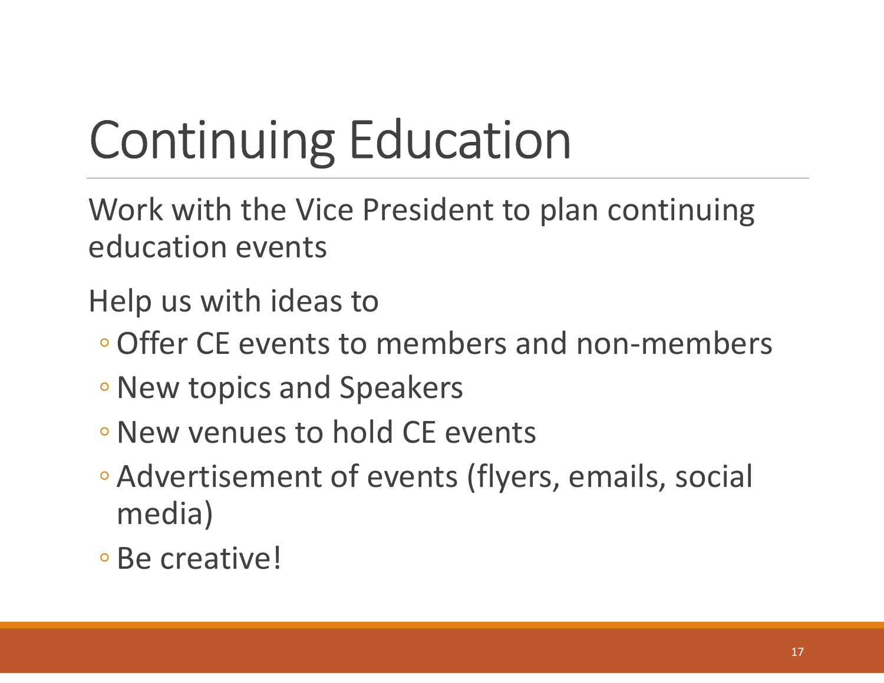# Continuing Education

Work with the Vice President to plan continuing education events

Help us with ideas to

- Offer CE events to members and non-members
- New topics and Speakers
- New venues to hold CE events
- Advertisement of events (flyers, emails, social media)
- Be creative!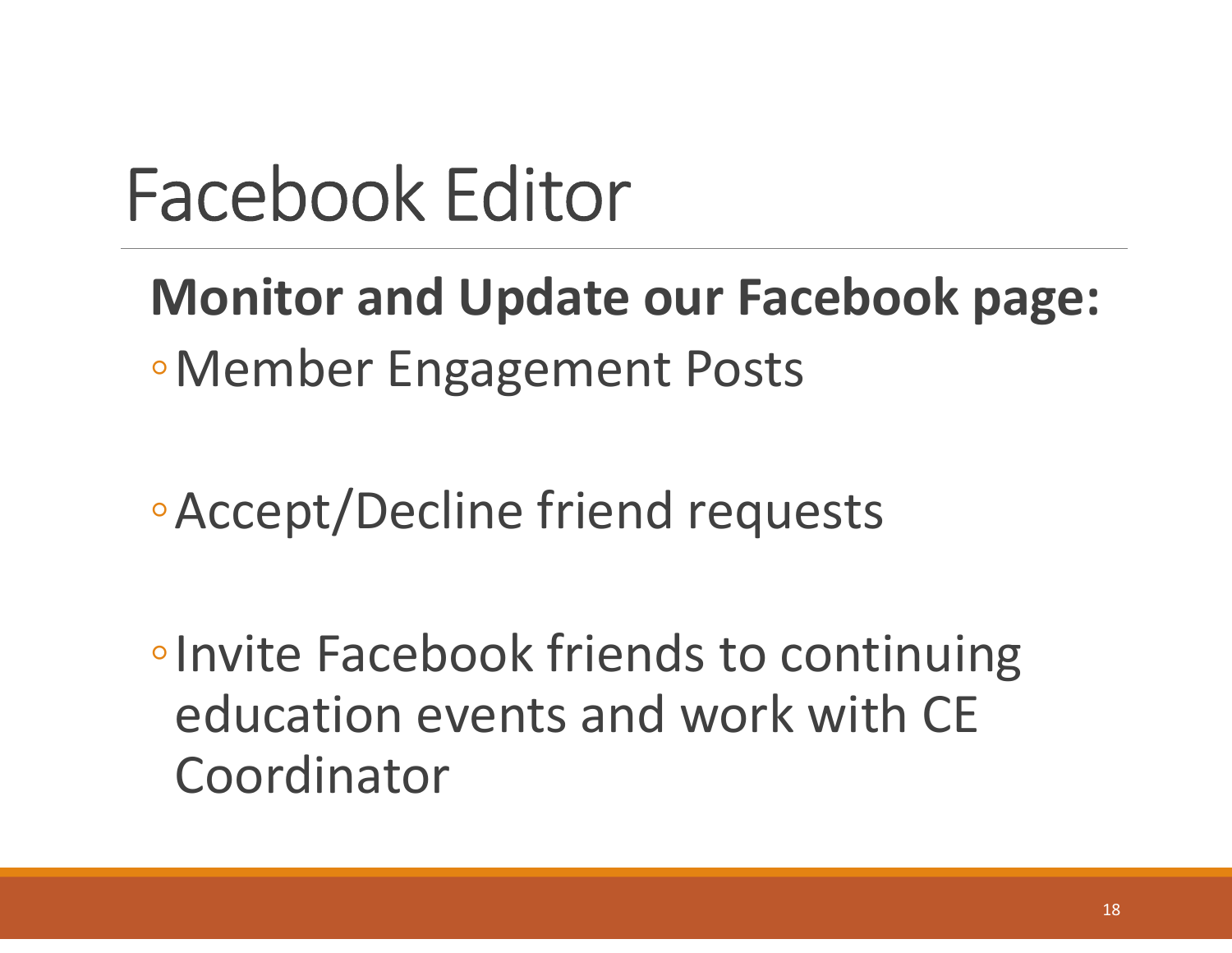# Facebook Editor

**Monitor and Update our Facebook page:**

- Member Engagement Posts
- Accept/Decline friend requests
- Invite Facebook friends to continuing education events and work with CE Coordinator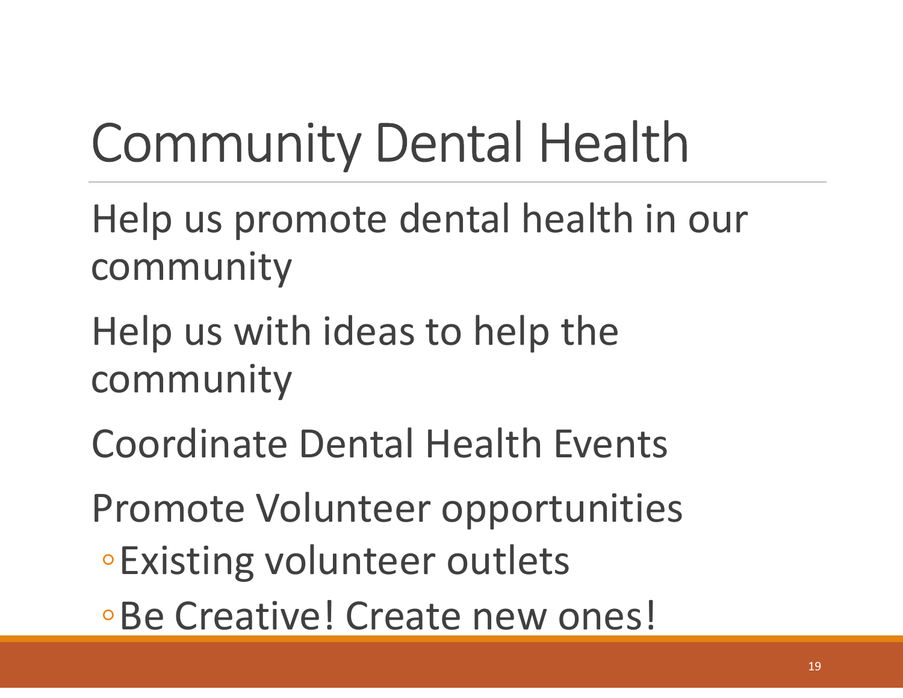# Community Dental Health

Help us promote dental health in our community

Help us with ideas to help the community

Coordinate Dental Health Events

Promote Volunteer opportunities

- Existing volunteer outlets
- Be Creative! Create new ones!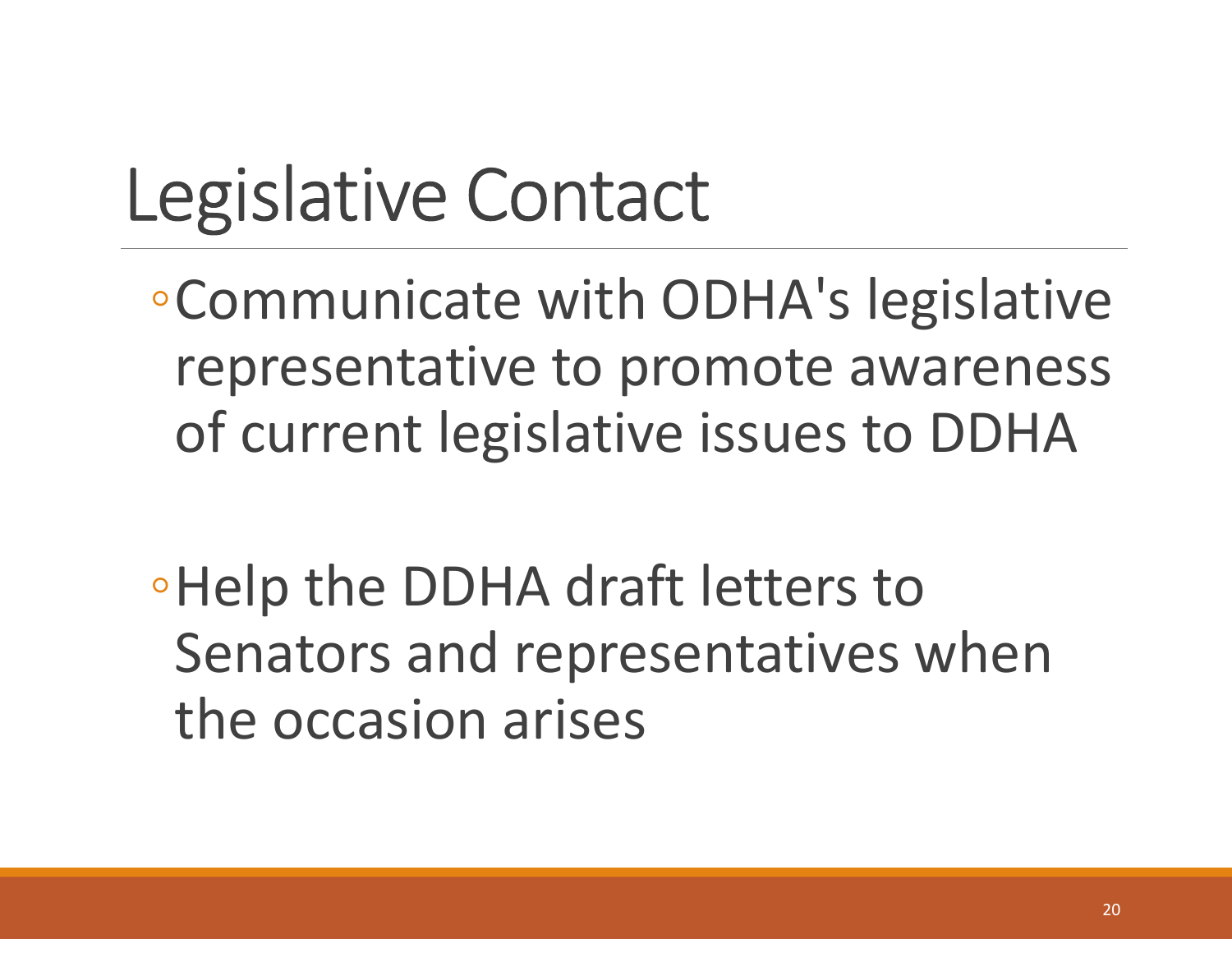# Legislative Contact

- Communicate with ODHA's legislative representative to promote awareness of current legislative issues to DDHA

- Help the DDHA draft letters to Senators and representatives when the occasion arises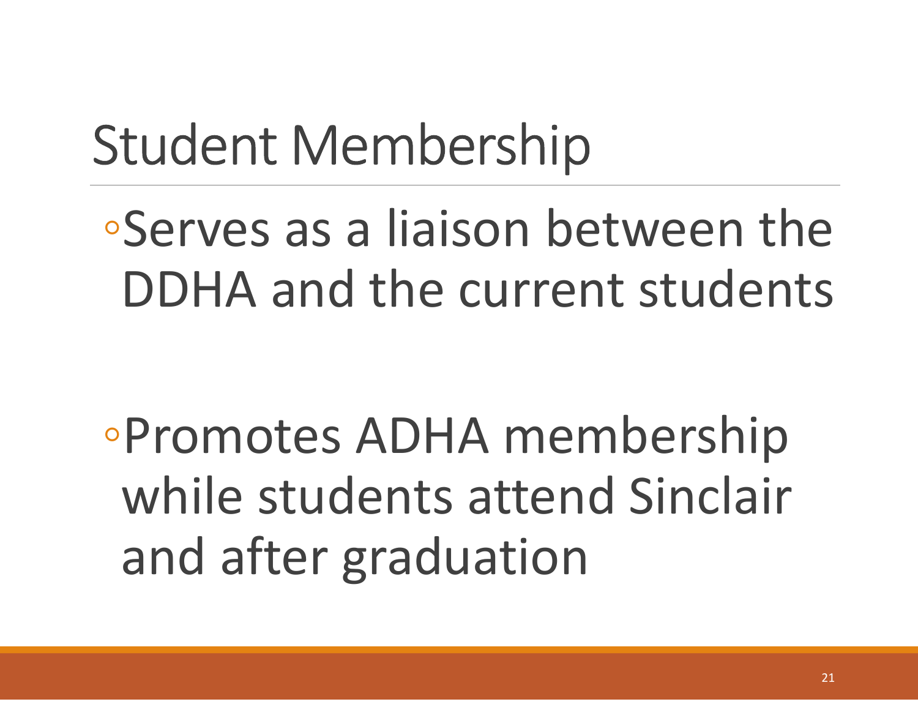# Student Membership

- Serves as a liaison between the DDHA and the current students

- Promotes ADHA membership while students attend Sinclair and after graduation